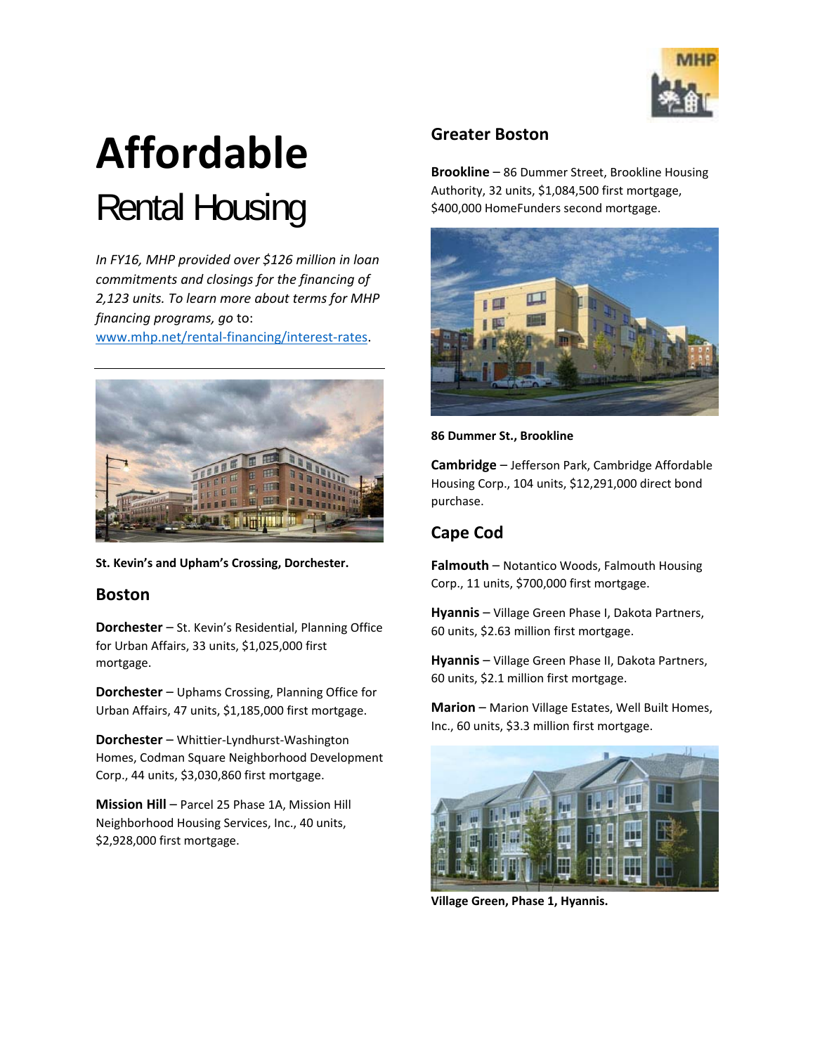# Affordable

## Rental Housing

*In FY16, MHP provided over $126 million in loan commitments and closings for the financing of 2,123 units. To learn more about terms for MHP financing programs, go* to: www.mhp.net/rental-financing/interest-rates.

---

**St. Kevin's and Upham's Crossing, Dorchester.**

### Boston

**Dorchester** – St. Kevin's Residential, Planning Office for Urban Affairs, 33 units, $1,025,000 first mortgage.

**Dorchester** – Uphams Crossing, Planning Office for Urban Affairs, 47 units, $1,185,000 first mortgage.

**Dorchester** – Whittier-Lyndhurst-Washington Homes, Codman Square Neighborhood Development Corp., 44 units, $3,030,860 first mortgage.

**Mission Hill** – Parcel 25 Phase 1A, Mission Hill Neighborhood Housing Services, Inc., 40 units, $2,928,000 first mortgage.

### Greater Boston

**Brookline** – 86 Dummer Street, Brookline Housing Authority, 32 units, $1,084,500 first mortgage, $400,000 HomeFunders second mortgage.

**86 Dummer St., Brookline**

**Cambridge** – Jefferson Park, Cambridge Affordable Housing Corp., 104 units, $12,291,000 direct bond purchase.

### Cape Cod

**Falmouth** – Notantico Woods, Falmouth Housing Corp., 11 units, $700,000 first mortgage.

**Hyannis** – Village Green Phase I, Dakota Partners, 60 units, $2.63 million first mortgage.

**Hyannis** – Village Green Phase II, Dakota Partners, 60 units, $2.1 million first mortgage.

**Marion** – Marion Village Estates, Well Built Homes, Inc., 60 units, $3.3 million first mortgage.

**Village Green, Phase 1, Hyannis.**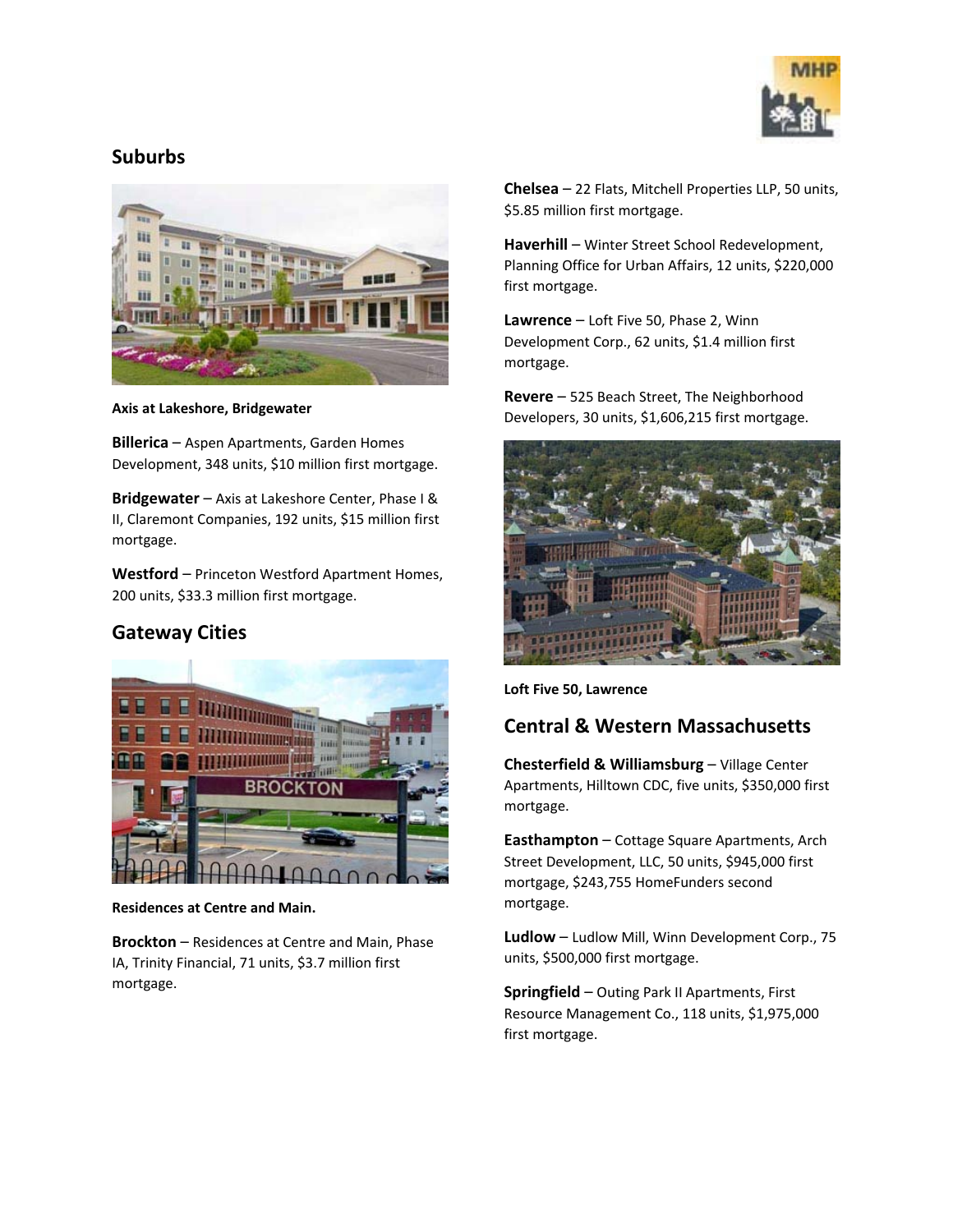## Suburbs

**Axis at Lakeshore, Bridgewater**

**Billerica** – Aspen Apartments, Garden Homes Development, 348 units, $10 million first mortgage.

**Bridgewater** – Axis at Lakeshore Center, Phase I & II, Claremont Companies, 192 units, $15 million first mortgage.

**Westford** – Princeton Westford Apartment Homes, 200 units, $33.3 million first mortgage.

## Gateway Cities

**Residences at Centre and Main.**

**Brockton** – Residences at Centre and Main, Phase IA, Trinity Financial, 71 units, $3.7 million first mortgage.

**Chelsea** – 22 Flats, Mitchell Properties LLP, 50 units, $5.85 million first mortgage.

**Haverhill** – Winter Street School Redevelopment, Planning Office for Urban Affairs, 12 units, $220,000 first mortgage.

**Lawrence** – Loft Five 50, Phase 2, Winn Development Corp., 62 units, $1.4 million first mortgage.

**Revere** – 525 Beach Street, The Neighborhood Developers, 30 units, $1,606,215 first mortgage.

**Loft Five 50, Lawrence**

## Central & Western Massachusetts

**Chesterfield & Williamsburg** – Village Center Apartments, Hilltown CDC, five units, $350,000 first mortgage.

**Easthampton** – Cottage Square Apartments, Arch Street Development, LLC, 50 units, $945,000 first mortgage, $243,755 HomeFunders second mortgage.

**Ludlow** – Ludlow Mill, Winn Development Corp., 75 units, $500,000 first mortgage.

**Springfield** – Outing Park II Apartments, First Resource Management Co., 118 units, $1,975,000 first mortgage.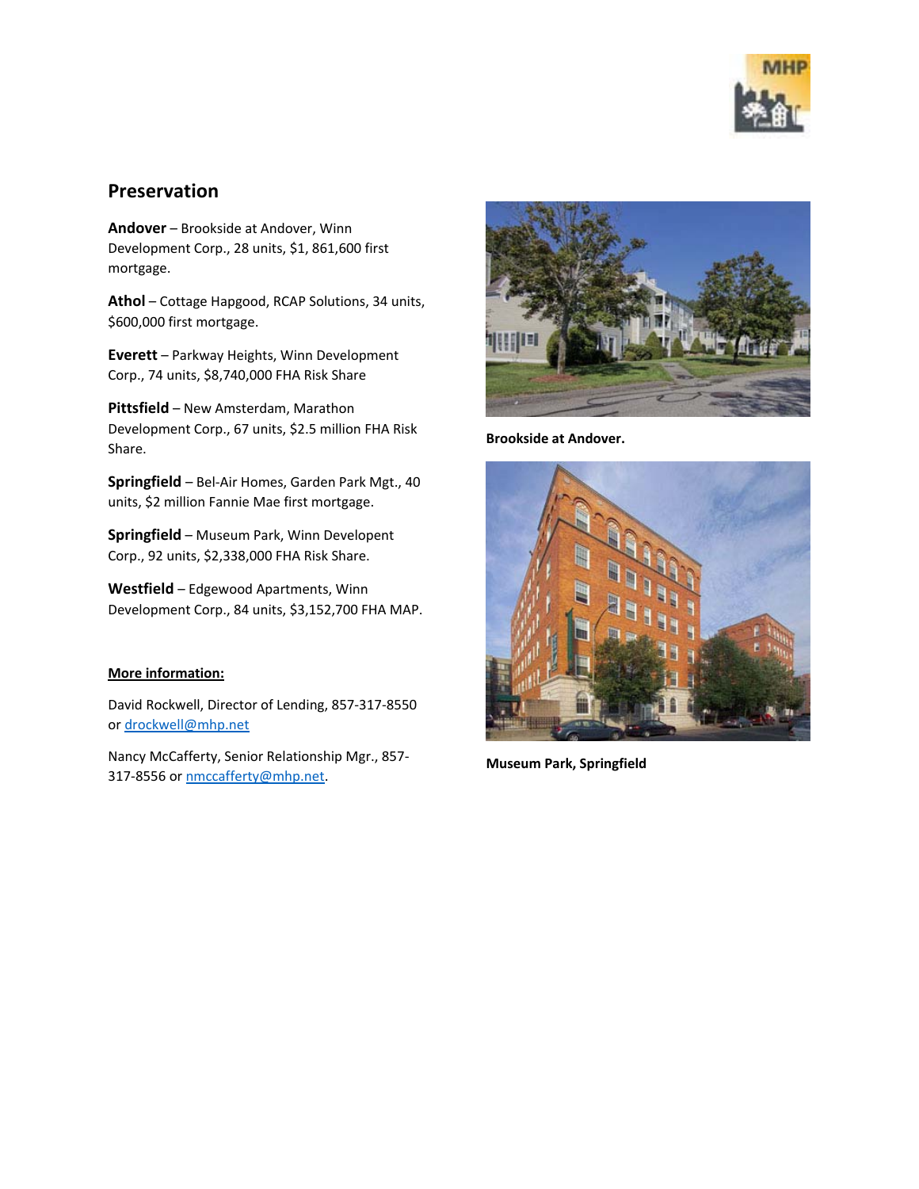## Preservation

**Andover** – Brookside at Andover, Winn Development Corp., 28 units, $1, 861,600 first mortgage.

**Athol** – Cottage Hapgood, RCAP Solutions, 34 units, $600,000 first mortgage.

**Everett** – Parkway Heights, Winn Development Corp., 74 units, $8,740,000 FHA Risk Share

**Pittsfield** – New Amsterdam, Marathon Development Corp., 67 units, $2.5 million FHA Risk Share.

**Springfield** – Bel-Air Homes, Garden Park Mgt., 40 units, $2 million Fannie Mae first mortgage.

**Springfield** – Museum Park, Winn Developent Corp., 92 units, $2,338,000 FHA Risk Share.

**Westfield** – Edgewood Apartments, Winn Development Corp., 84 units, $3,152,700 FHA MAP.

**Brookside at Andover.**

**Museum Park, Springfield**

**<u>More information:</u>**

David Rockwell, Director of Lending, 857-317-8550 or drockwell@mhp.net

Nancy McCafferty, Senior Relationship Mgr., 857-317-8556 or nmccafferty@mhp.net.